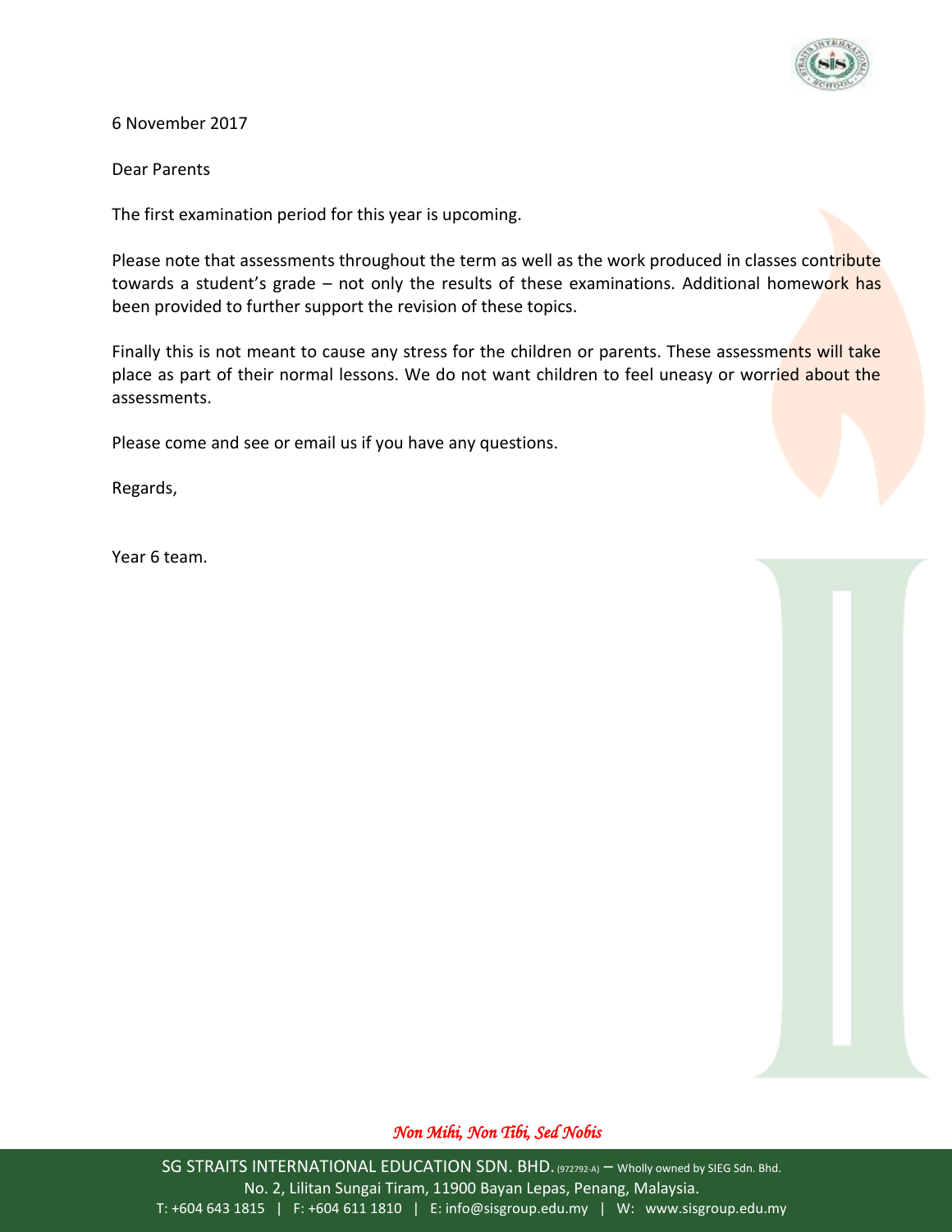6 November 2017

Dear Parents

The first examination period for this year is upcoming.

Please note that assessments throughout the term as well as the work produced in classes contribute towards a student's grade – not only the results of these examinations. Additional homework has been provided to further support the revision of these topics.

Finally this is not meant to cause any stress for the children or parents. These assessments will take place as part of their normal lessons. We do not want children to feel uneasy or worried about the assessments.

Please come and see or email us if you have any questions.

Regards,

Year 6 team.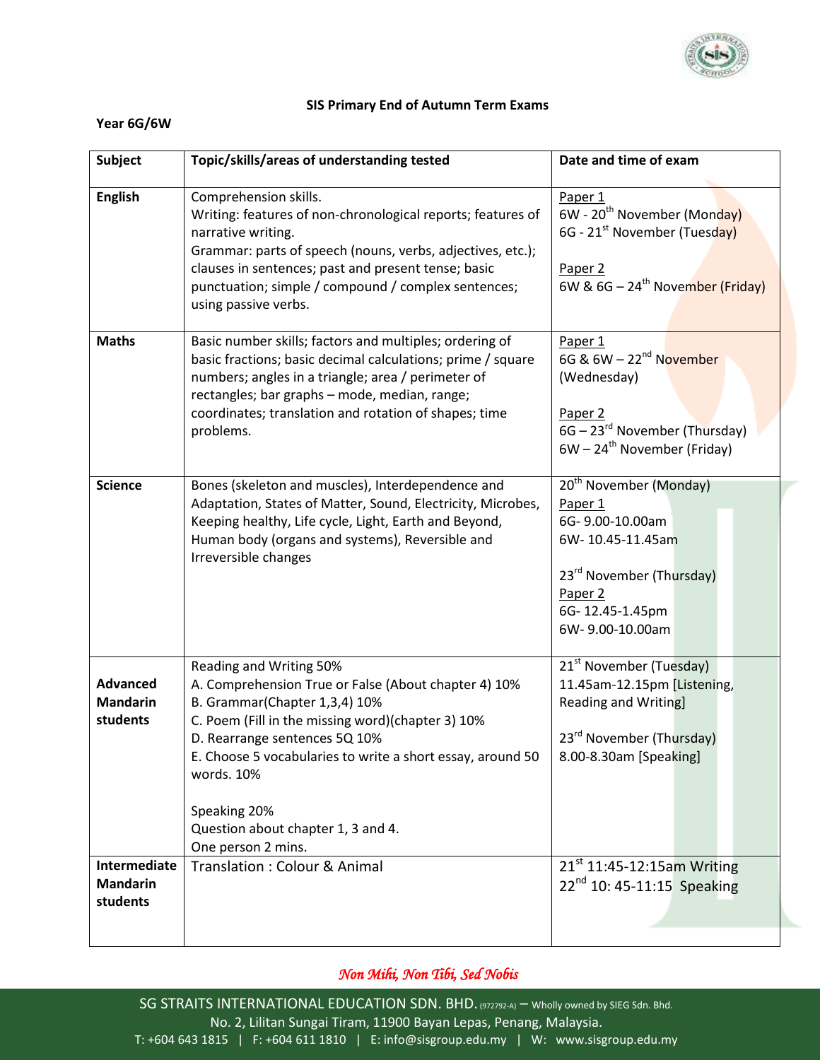**SIS Primary End of Autumn Term Exams**

**Year 6G/6W**

| Subject | Topic/skills/areas of understanding tested | Date and time of exam |
|---|---|---|
| **English** | Comprehension skills.<br>Writing: features of non-chronological reports; features of narrative writing.<br>Grammar: parts of speech (nouns, verbs, adjectives, etc.); clauses in sentences; past and present tense; basic punctuation; simple / compound / complex sentences; using passive verbs. | Paper 1<br>6W - 20th November (Monday)<br>6G - 21st November (Tuesday)<br><br>Paper 2<br>6W & 6G – 24th November (Friday) |
| **Maths** | Basic number skills; factors and multiples; ordering of basic fractions; basic decimal calculations; prime / square numbers; angles in a triangle; area / perimeter of rectangles; bar graphs – mode, median, range; coordinates; translation and rotation of shapes; time problems. | Paper 1<br>6G & 6W – 22nd November (Wednesday)<br><br>Paper 2<br>6G – 23rd November (Thursday)<br>6W – 24th November (Friday) |
| **Science** | Bones (skeleton and muscles), Interdependence and Adaptation, States of Matter, Sound, Electricity, Microbes, Keeping healthy, Life cycle, Light, Earth and Beyond, Human body (organs and systems), Reversible and Irreversible changes | 20th November (Monday)<br>Paper 1<br>6G- 9.00-10.00am<br>6W- 10.45-11.45am<br><br>23rd November (Thursday)<br>Paper 2<br>6G- 12.45-1.45pm<br>6W- 9.00-10.00am |
| **Advanced Mandarin students** | Reading and Writing 50%<br>A. Comprehension True or False (About chapter 4) 10%<br>B. Grammar(Chapter 1,3,4) 10%<br>C. Poem (Fill in the missing word)(chapter 3) 10%<br>D. Rearrange sentences 5Q 10%<br>E. Choose 5 vocabularies to write a short essay, around 50 words. 10%<br><br>Speaking 20%<br>Question about chapter 1, 3 and 4.<br>One person 2 mins. | 21st November (Tuesday)<br>11.45am-12.15pm [Listening, Reading and Writing]<br><br>23rd November (Thursday)<br>8.00-8.30am [Speaking] |
| **Intermediate Mandarin students** | Translation : Colour & Animal | 21st 11:45-12:15am Writing<br>22nd 10: 45-11:15 Speaking |

*Non Mihi, Non Tibi, Sed Nobis*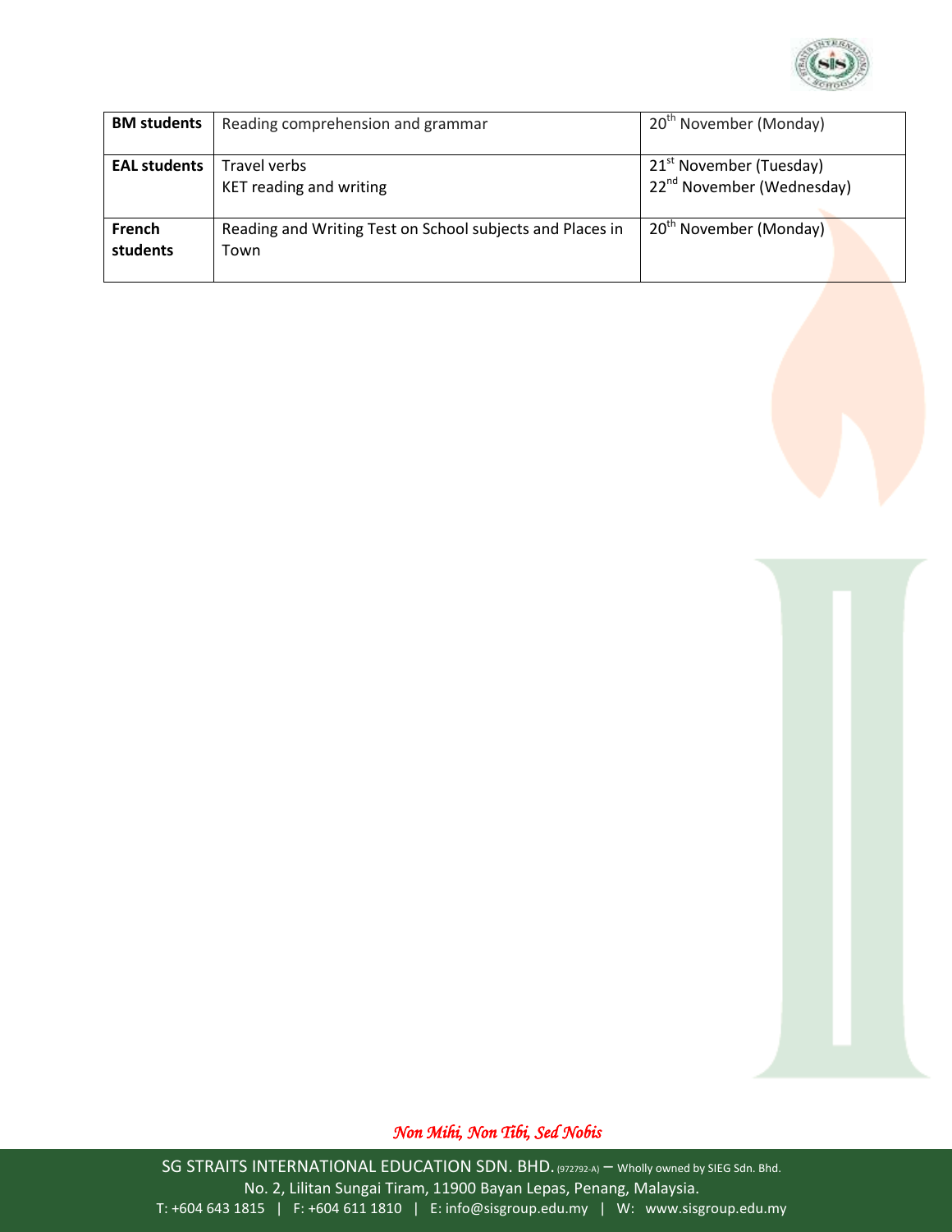| | | |
|---|---|---|
| **BM students** | Reading comprehension and grammar | 20th November (Monday) |
| **EAL students** | Travel verbs<br>KET reading and writing | 21st November (Tuesday)<br>22nd November (Wednesday) |
| **French students** | Reading and Writing Test on School subjects and Places in Town | 20th November (Monday) |

*Non Mihi, Non Tibi, Sed Nobis*

SG STRAITS INTERNATIONAL EDUCATION SDN. BHD. (972792-A) – Wholly owned by SIEG Sdn. Bhd.
No. 2, Lilitan Sungai Tiram, 11900 Bayan Lepas, Penang, Malaysia.
T: +604 643 1815 | F: +604 611 1810 | E: info@sisgroup.edu.my | W: www.sisgroup.edu.my